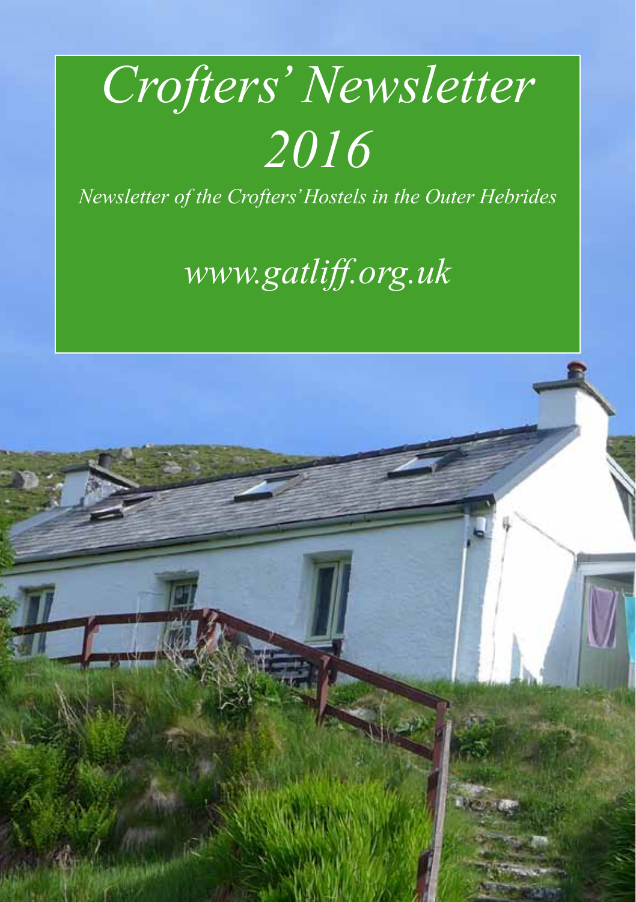# *Crofters' Newsletter 2016*

*Newsletter of the Crofters' Hostels in the Outer Hebrides*

*www.gatliff.org.uk*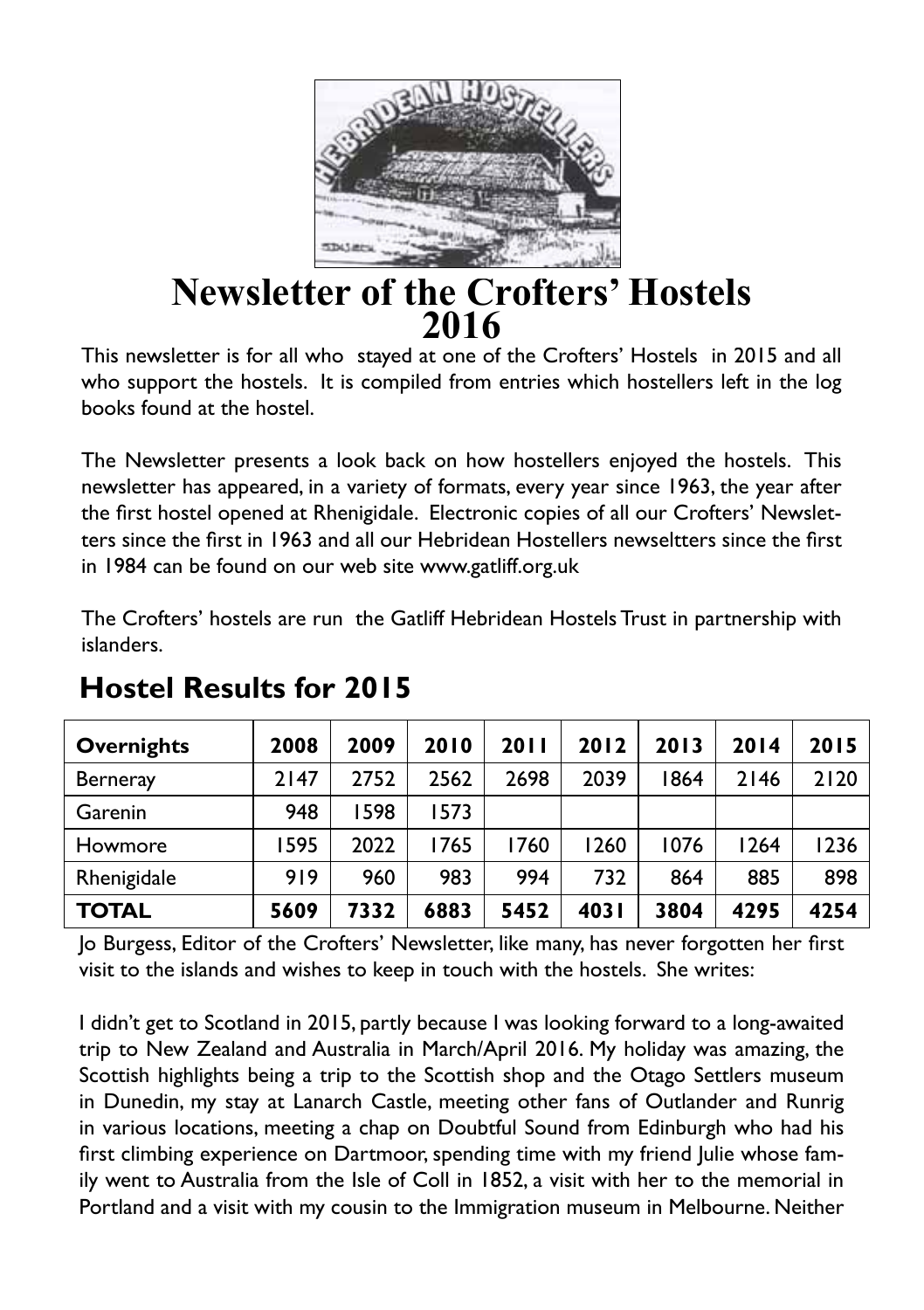# Newsletter of the Crofters' Hostels 2016

This newsletter is for all who stayed at one of the Crofters' Hostels in 2015 and all who support the hostels. It is compiled from entries which hostellers left in the log books found at the hostel.

The Newsletter presents a look back on how hostellers enjoyed the hostels. This newsletter has appeared, in a variety of formats, every year since 1963, the year after the first hostel opened at Rhenigidale. Electronic copies of all our Crofters' Newsletters since the first in 1963 and all our Hebridean Hostellers newseltters since the first in 1984 can be found on our web site www.gatliff.org.uk

The Crofters' hostels are run the Gatliff Hebridean Hostels Trust in partnership with islanders.

## Hostel Results for 2015

| **Overnights** | **2008** | **2009** | **2010** | **2011** | **2012** | **2013** | **2014** | **2015** |
|---|---|---|---|---|---|---|---|---|
| Berneray | 2147 | 2752 | 2562 | 2698 | 2039 | 1864 | 2146 | 2120 |
| Garenin | 948 | 1598 | 1573 | | | | | |
| Howmore | 1595 | 2022 | 1765 | 1760 | 1260 | 1076 | 1264 | 1236 |
| Rhenigidale | 919 | 960 | 983 | 994 | 732 | 864 | 885 | 898 |
| **TOTAL** | **5609** | **7332** | **6883** | **5452** | **4031** | **3804** | **4295** | **4254** |

Jo Burgess, Editor of the Crofters' Newsletter, like many, has never forgotten her first visit to the islands and wishes to keep in touch with the hostels. She writes:

I didn't get to Scotland in 2015, partly because I was looking forward to a long-awaited trip to New Zealand and Australia in March/April 2016. My holiday was amazing, the Scottish highlights being a trip to the Scottish shop and the Otago Settlers museum in Dunedin, my stay at Lanarch Castle, meeting other fans of Outlander and Runrig in various locations, meeting a chap on Doubtful Sound from Edinburgh who had his first climbing experience on Dartmoor, spending time with my friend Julie whose family went to Australia from the Isle of Coll in 1852, a visit with her to the memorial in Portland and a visit with my cousin to the Immigration museum in Melbourne. Neither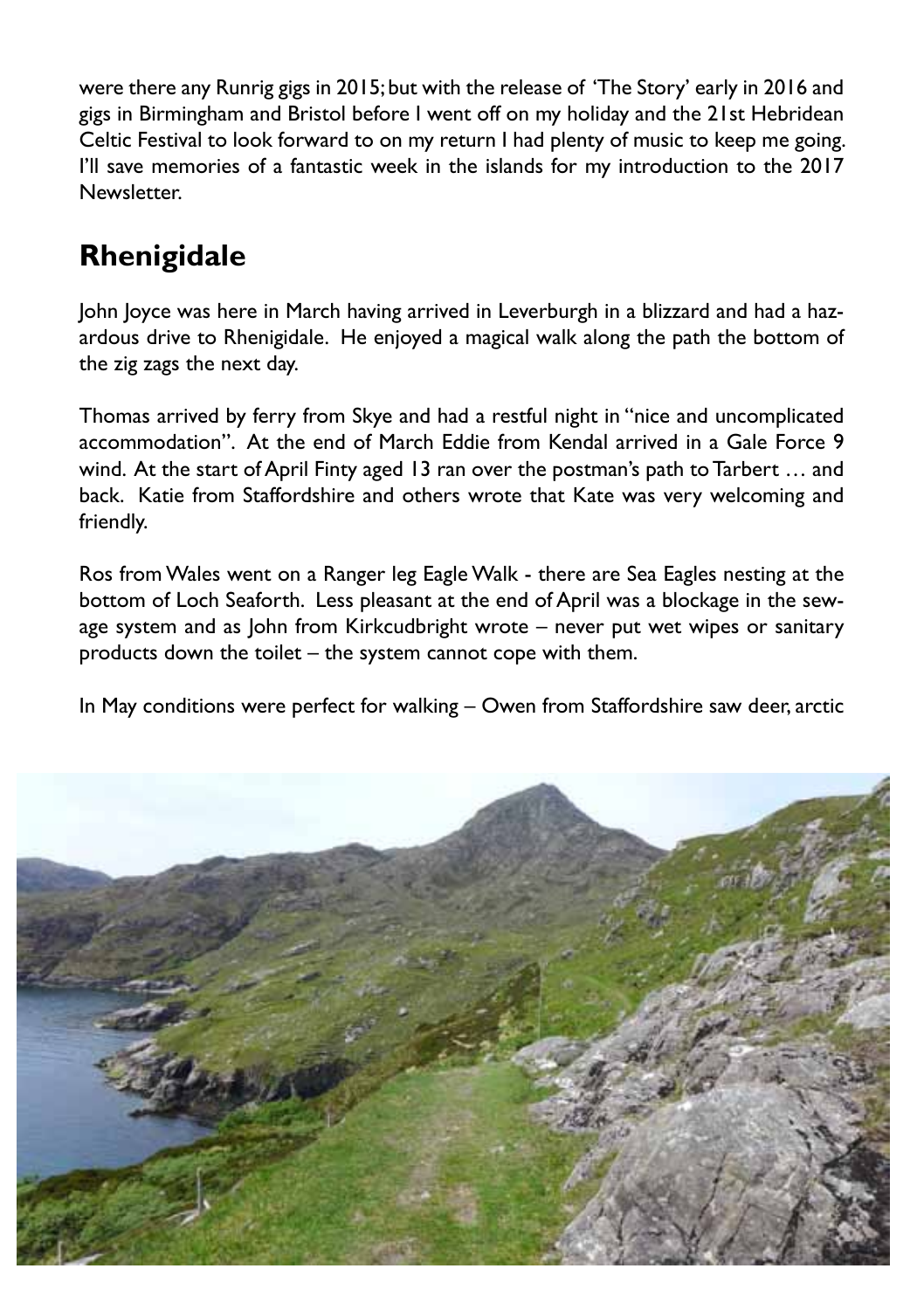were there any Runrig gigs in 2015; but with the release of 'The Story' early in 2016 and gigs in Birmingham and Bristol before I went off on my holiday and the 21st Hebridean Celtic Festival to look forward to on my return I had plenty of music to keep me going. I'll save memories of a fantastic week in the islands for my introduction to the 2017 Newsletter.

## Rhenigidale

John Joyce was here in March having arrived in Leverburgh in a blizzard and had a hazardous drive to Rhenigidale. He enjoyed a magical walk along the path the bottom of the zig zags the next day.

Thomas arrived by ferry from Skye and had a restful night in "nice and uncomplicated accommodation". At the end of March Eddie from Kendal arrived in a Gale Force 9 wind. At the start of April Finty aged 13 ran over the postman's path to Tarbert … and back. Katie from Staffordshire and others wrote that Kate was very welcoming and friendly.

Ros from Wales went on a Ranger leg Eagle Walk - there are Sea Eagles nesting at the bottom of Loch Seaforth. Less pleasant at the end of April was a blockage in the sewage system and as John from Kirkcudbright wrote – never put wet wipes or sanitary products down the toilet – the system cannot cope with them.

In May conditions were perfect for walking – Owen from Staffordshire saw deer, arctic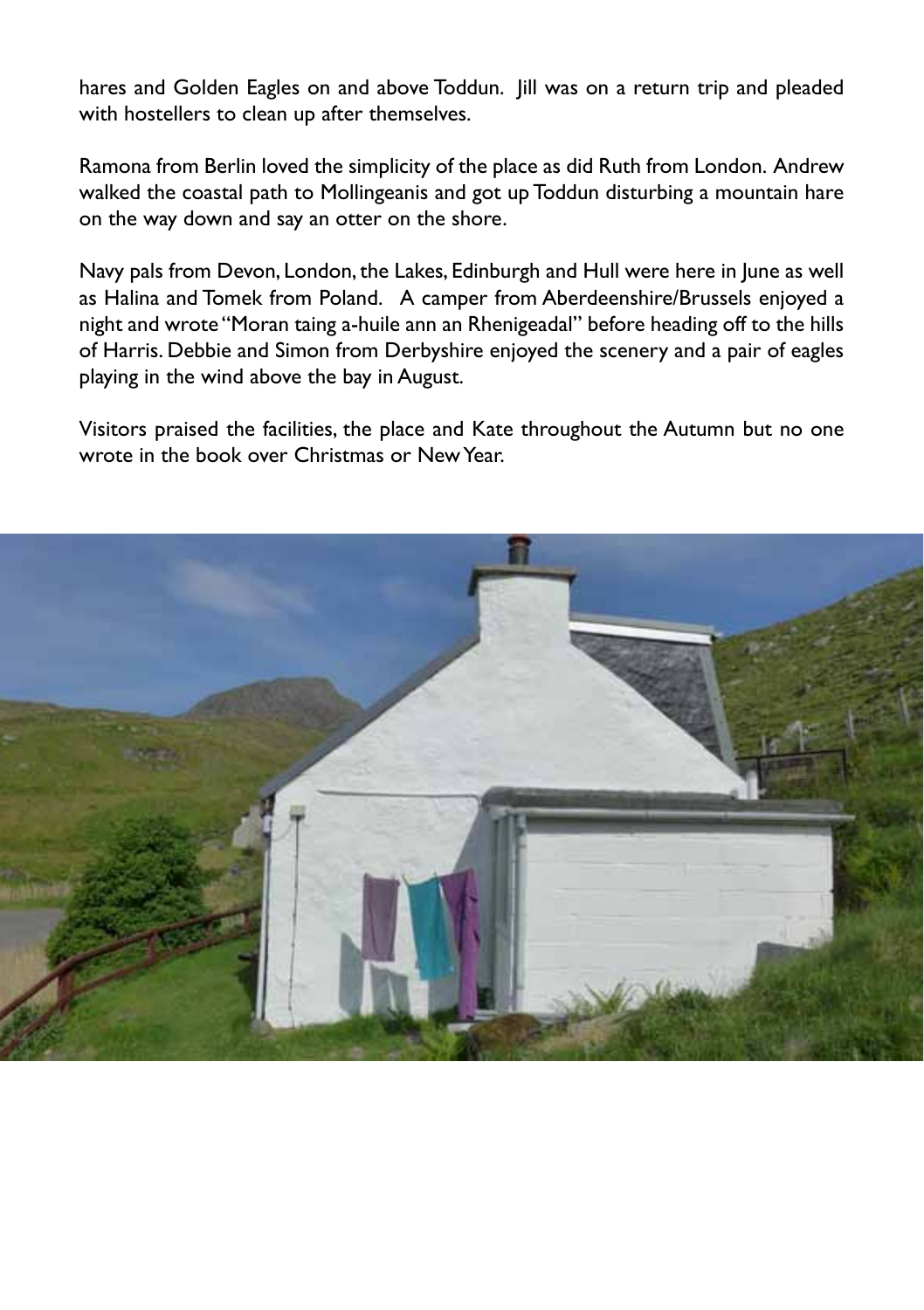hares and Golden Eagles on and above Toddun. Jill was on a return trip and pleaded with hostellers to clean up after themselves.

Ramona from Berlin loved the simplicity of the place as did Ruth from London. Andrew walked the coastal path to Mollingeanis and got up Toddun disturbing a mountain hare on the way down and say an otter on the shore.

Navy pals from Devon, London, the Lakes, Edinburgh and Hull were here in June as well as Halina and Tomek from Poland. A camper from Aberdeenshire/Brussels enjoyed a night and wrote "Moran taing a-huile ann an Rhenigeadal" before heading off to the hills of Harris. Debbie and Simon from Derbyshire enjoyed the scenery and a pair of eagles playing in the wind above the bay in August.

Visitors praised the facilities, the place and Kate throughout the Autumn but no one wrote in the book over Christmas or New Year.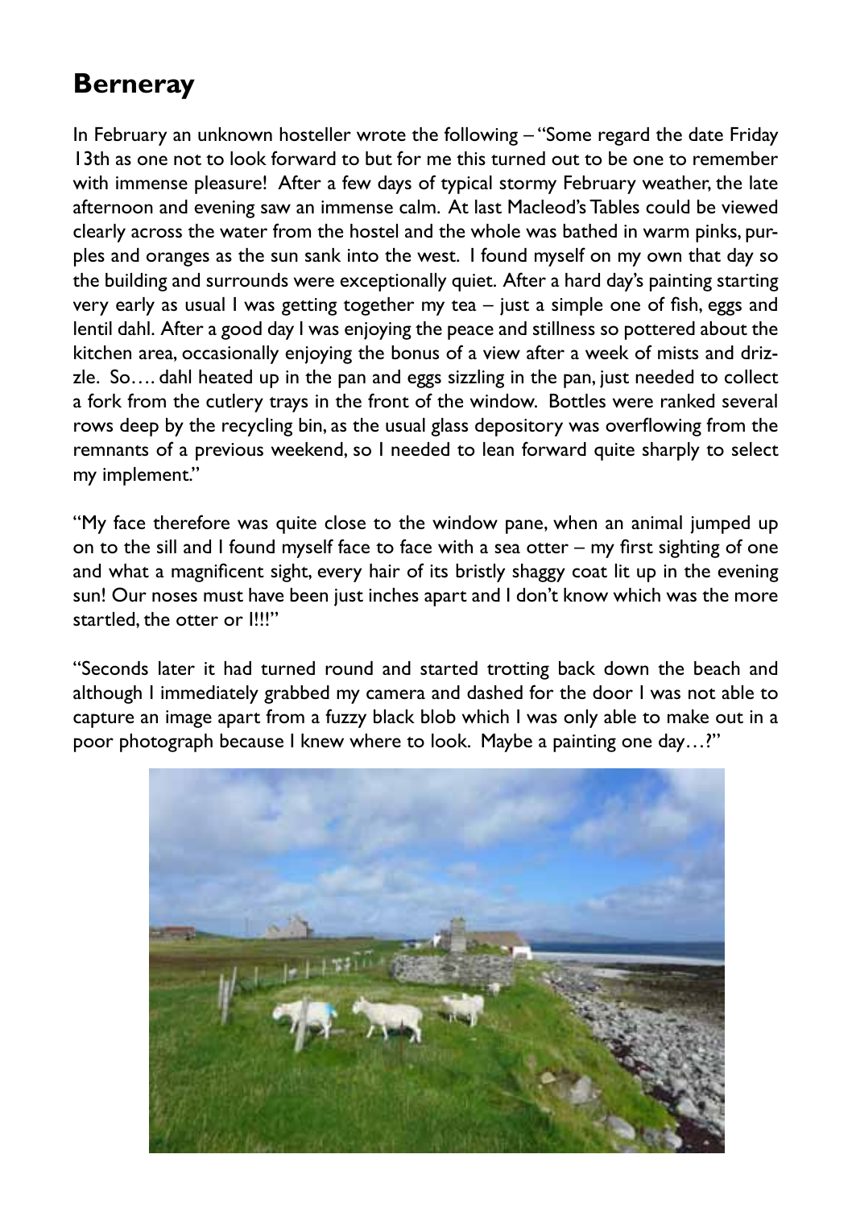## Berneray

In February an unknown hosteller wrote the following – "Some regard the date Friday 13th as one not to look forward to but for me this turned out to be one to remember with immense pleasure! After a few days of typical stormy February weather, the late afternoon and evening saw an immense calm. At last Macleod's Tables could be viewed clearly across the water from the hostel and the whole was bathed in warm pinks, purples and oranges as the sun sank into the west. I found myself on my own that day so the building and surrounds were exceptionally quiet. After a hard day's painting starting very early as usual I was getting together my tea – just a simple one of fish, eggs and lentil dahl. After a good day I was enjoying the peace and stillness so pottered about the kitchen area, occasionally enjoying the bonus of a view after a week of mists and drizzle. So…. dahl heated up in the pan and eggs sizzling in the pan, just needed to collect a fork from the cutlery trays in the front of the window. Bottles were ranked several rows deep by the recycling bin, as the usual glass depository was overflowing from the remnants of a previous weekend, so I needed to lean forward quite sharply to select my implement."

"My face therefore was quite close to the window pane, when an animal jumped up on to the sill and I found myself face to face with a sea otter – my first sighting of one and what a magnificent sight, every hair of its bristly shaggy coat lit up in the evening sun! Our noses must have been just inches apart and I don't know which was the more startled, the otter or I!!!"

"Seconds later it had turned round and started trotting back down the beach and although I immediately grabbed my camera and dashed for the door I was not able to capture an image apart from a fuzzy black blob which I was only able to make out in a poor photograph because I knew where to look. Maybe a painting one day…?"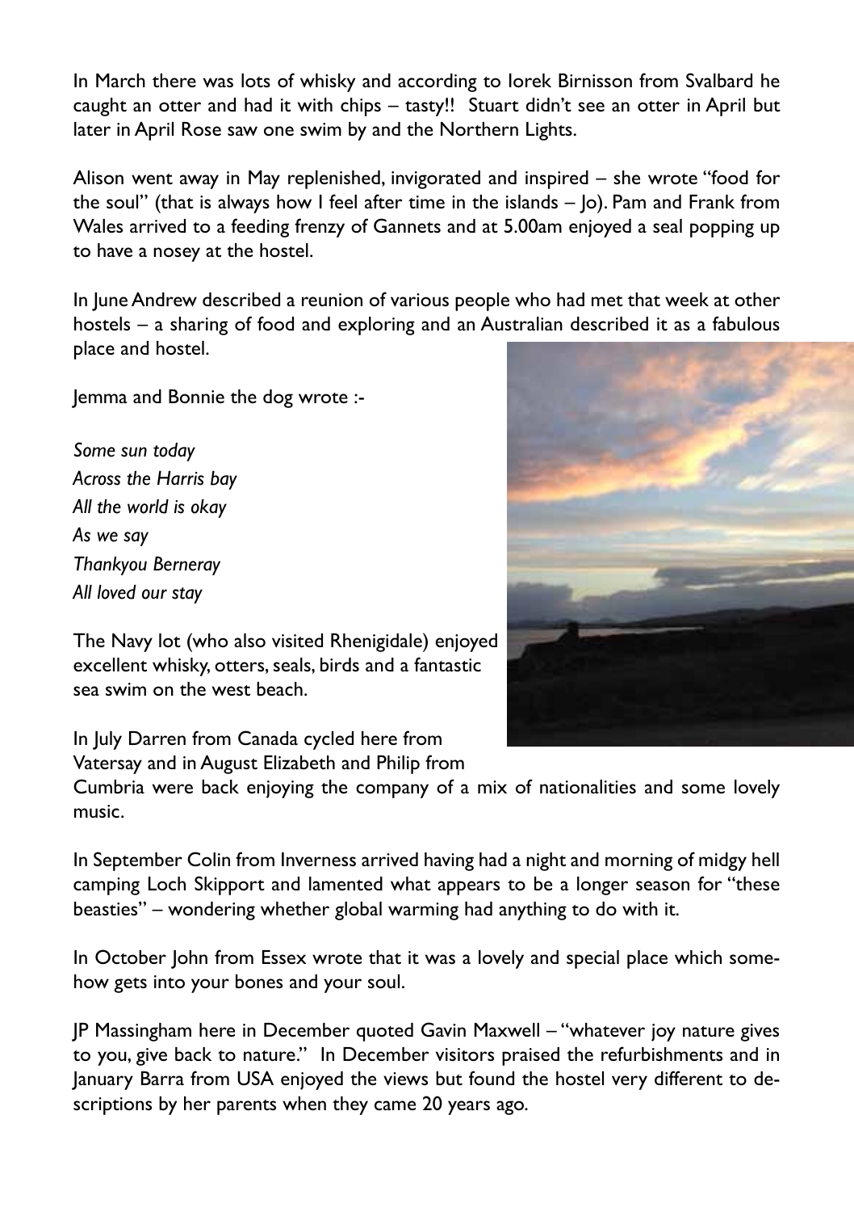In March there was lots of whisky and according to Iorek Birnisson from Svalbard he caught an otter and had it with chips – tasty!! Stuart didn't see an otter in April but later in April Rose saw one swim by and the Northern Lights.

Alison went away in May replenished, invigorated and inspired – she wrote "food for the soul" (that is always how I feel after time in the islands – Jo). Pam and Frank from Wales arrived to a feeding frenzy of Gannets and at 5.00am enjoyed a seal popping up to have a nosey at the hostel.

In June Andrew described a reunion of various people who had met that week at other hostels – a sharing of food and exploring and an Australian described it as a fabulous place and hostel.

Jemma and Bonnie the dog wrote :-

*Some sun today*
*Across the Harris bay*
*All the world is okay*
*As we say*
*Thankyou Berneray*
*All loved our stay*

The Navy lot (who also visited Rhenigidale) enjoyed excellent whisky, otters, seals, birds and a fantastic sea swim on the west beach.

In July Darren from Canada cycled here from Vatersay and in August Elizabeth and Philip from Cumbria were back enjoying the company of a mix of nationalities and some lovely music.

In September Colin from Inverness arrived having had a night and morning of midgy hell camping Loch Skipport and lamented what appears to be a longer season for "these beasties" – wondering whether global warming had anything to do with it.

In October John from Essex wrote that it was a lovely and special place which somehow gets into your bones and your soul.

JP Massingham here in December quoted Gavin Maxwell – "whatever joy nature gives to you, give back to nature." In December visitors praised the refurbishments and in January Barra from USA enjoyed the views but found the hostel very different to descriptions by her parents when they came 20 years ago.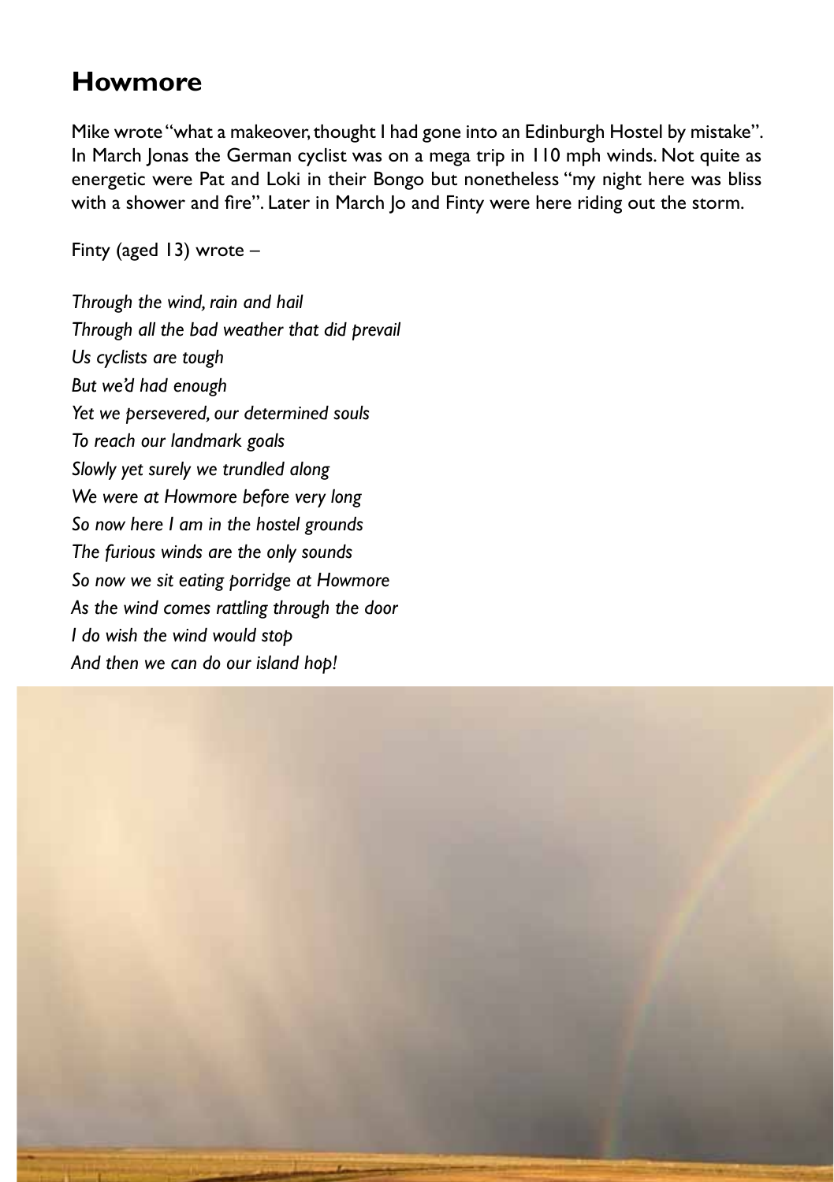## Howmore

Mike wrote "what a makeover, thought I had gone into an Edinburgh Hostel by mistake". In March Jonas the German cyclist was on a mega trip in 110 mph winds. Not quite as energetic were Pat and Loki in their Bongo but nonetheless "my night here was bliss with a shower and fire". Later in March Jo and Finty were here riding out the storm.

Finty (aged 13) wrote –

*Through the wind, rain and hail*
*Through all the bad weather that did prevail*
*Us cyclists are tough*
*But we'd had enough*
*Yet we persevered, our determined souls*
*To reach our landmark goals*
*Slowly yet surely we trundled along*
*We were at Howmore before very long*
*So now here I am in the hostel grounds*
*The furious winds are the only sounds*
*So now we sit eating porridge at Howmore*
*As the wind comes rattling through the door*
*I do wish the wind would stop*
*And then we can do our island hop!*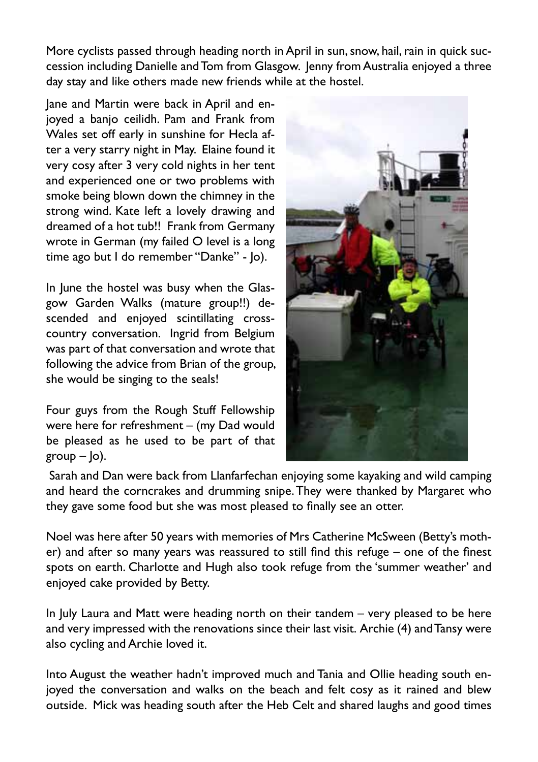More cyclists passed through heading north in April in sun, snow, hail, rain in quick succession including Danielle and Tom from Glasgow. Jenny from Australia enjoyed a three day stay and like others made new friends while at the hostel.

Jane and Martin were back in April and enjoyed a banjo ceilidh. Pam and Frank from Wales set off early in sunshine for Hecla after a very starry night in May. Elaine found it very cosy after 3 very cold nights in her tent and experienced one or two problems with smoke being blown down the chimney in the strong wind. Kate left a lovely drawing and dreamed of a hot tub!! Frank from Germany wrote in German (my failed O level is a long time ago but I do remember "Danke" - Jo).

In June the hostel was busy when the Glasgow Garden Walks (mature group!!) descended and enjoyed scintillating cross-country conversation. Ingrid from Belgium was part of that conversation and wrote that following the advice from Brian of the group, she would be singing to the seals!

Four guys from the Rough Stuff Fellowship were here for refreshment – (my Dad would be pleased as he used to be part of that group – Jo).

Sarah and Dan were back from Llanfarfechan enjoying some kayaking and wild camping and heard the corncrakes and drumming snipe. They were thanked by Margaret who they gave some food but she was most pleased to finally see an otter.

Noel was here after 50 years with memories of Mrs Catherine McSween (Betty's mother) and after so many years was reassured to still find this refuge – one of the finest spots on earth. Charlotte and Hugh also took refuge from the 'summer weather' and enjoyed cake provided by Betty.

In July Laura and Matt were heading north on their tandem – very pleased to be here and very impressed with the renovations since their last visit. Archie (4) and Tansy were also cycling and Archie loved it.

Into August the weather hadn't improved much and Tania and Ollie heading south enjoyed the conversation and walks on the beach and felt cosy as it rained and blew outside. Mick was heading south after the Heb Celt and shared laughs and good times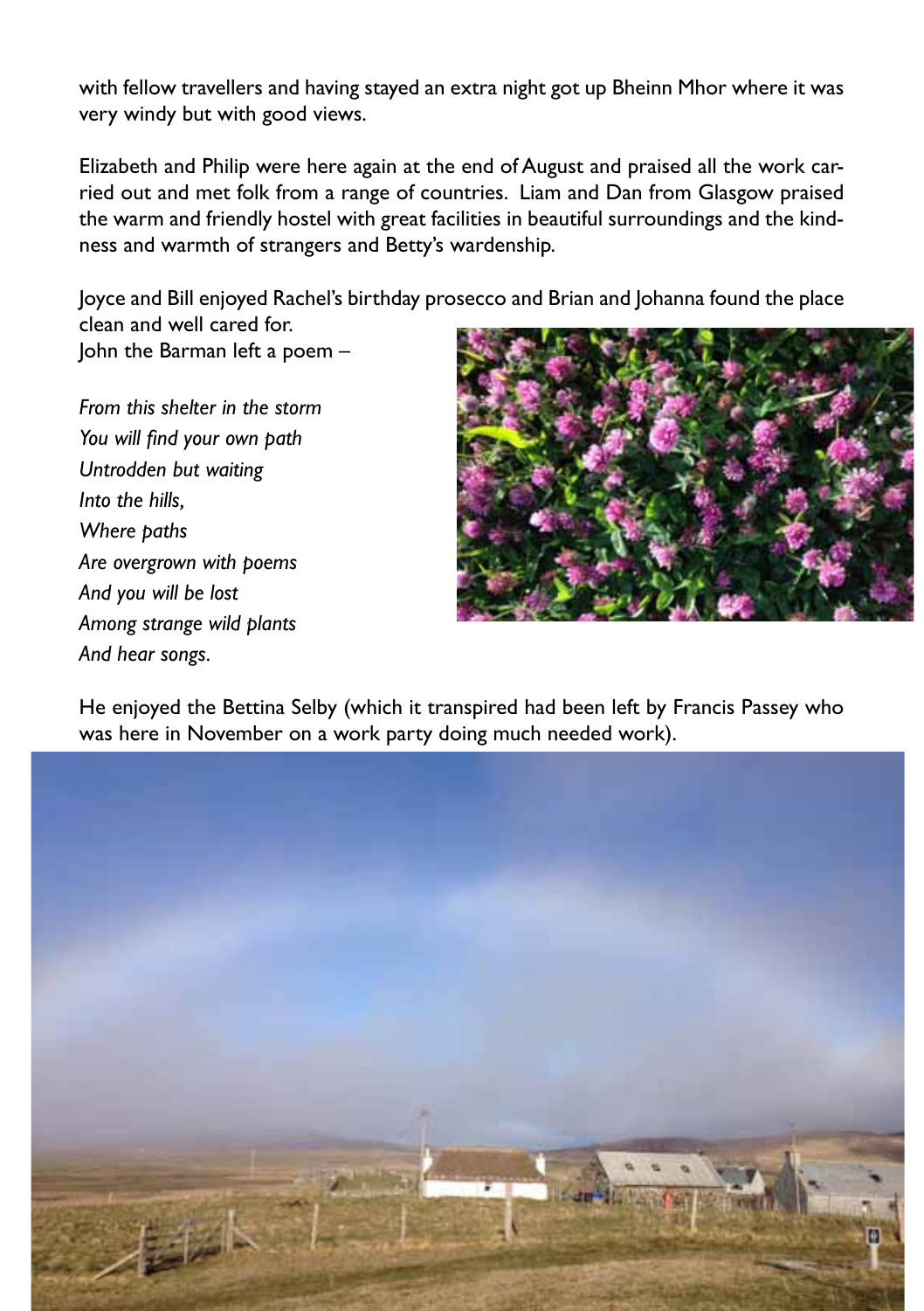with fellow travellers and having stayed an extra night got up Bheinn Mhor where it was very windy but with good views.

Elizabeth and Philip were here again at the end of August and praised all the work carried out and met folk from a range of countries. Liam and Dan from Glasgow praised the warm and friendly hostel with great facilities in beautiful surroundings and the kindness and warmth of strangers and Betty's wardenship.

Joyce and Bill enjoyed Rachel's birthday prosecco and Brian and Johanna found the place clean and well cared for.
John the Barman left a poem –

*From this shelter in the storm*
*You will find your own path*
*Untrodden but waiting*
*Into the hills,*
*Where paths*
*Are overgrown with poems*
*And you will be lost*
*Among strange wild plants*
*And hear songs.*

He enjoyed the Bettina Selby (which it transpired had been left by Francis Passey who was here in November on a work party doing much needed work).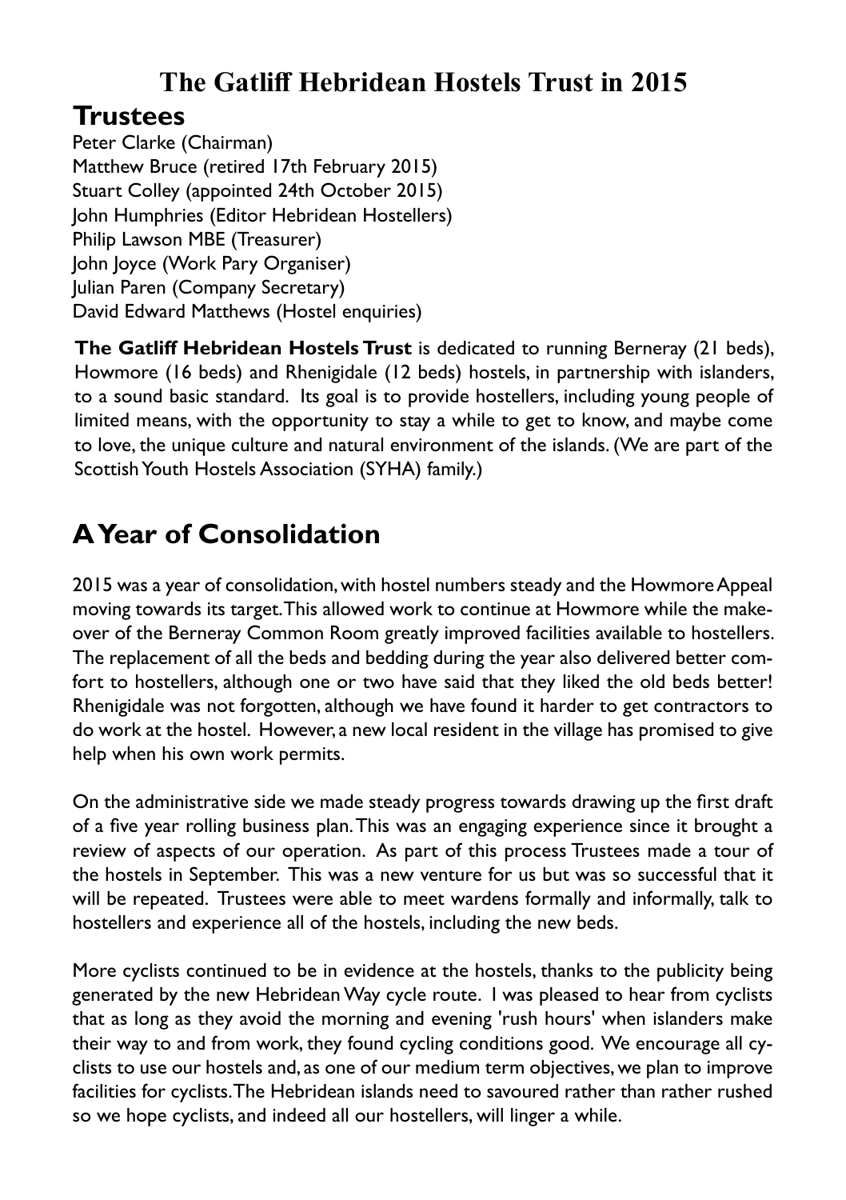# The Gatliff Hebridean Hostels Trust in 2015

## Trustees

Peter Clarke (Chairman)
Matthew Bruce (retired 17th February 2015)
Stuart Colley (appointed 24th October 2015)
John Humphries (Editor Hebridean Hostellers)
Philip Lawson MBE (Treasurer)
John Joyce (Work Pary Organiser)
Julian Paren (Company Secretary)
David Edward Matthews (Hostel enquiries)

**The Gatliff Hebridean Hostels Trust** is dedicated to running Berneray (21 beds), Howmore (16 beds) and Rhenigidale (12 beds) hostels, in partnership with islanders, to a sound basic standard. Its goal is to provide hostellers, including young people of limited means, with the opportunity to stay a while to get to know, and maybe come to love, the unique culture and natural environment of the islands. (We are part of the Scottish Youth Hostels Association (SYHA) family.)

## A Year of Consolidation

2015 was a year of consolidation, with hostel numbers steady and the Howmore Appeal moving towards its target. This allowed work to continue at Howmore while the make-over of the Berneray Common Room greatly improved facilities available to hostellers. The replacement of all the beds and bedding during the year also delivered better comfort to hostellers, although one or two have said that they liked the old beds better! Rhenigidale was not forgotten, although we have found it harder to get contractors to do work at the hostel. However, a new local resident in the village has promised to give help when his own work permits.

On the administrative side we made steady progress towards drawing up the first draft of a five year rolling business plan. This was an engaging experience since it brought a review of aspects of our operation. As part of this process Trustees made a tour of the hostels in September. This was a new venture for us but was so successful that it will be repeated. Trustees were able to meet wardens formally and informally, talk to hostellers and experience all of the hostels, including the new beds.

More cyclists continued to be in evidence at the hostels, thanks to the publicity being generated by the new Hebridean Way cycle route. I was pleased to hear from cyclists that as long as they avoid the morning and evening 'rush hours' when islanders make their way to and from work, they found cycling conditions good. We encourage all cyclists to use our hostels and, as one of our medium term objectives, we plan to improve facilities for cyclists. The Hebridean islands need to savoured rather than rather rushed so we hope cyclists, and indeed all our hostellers, will linger a while.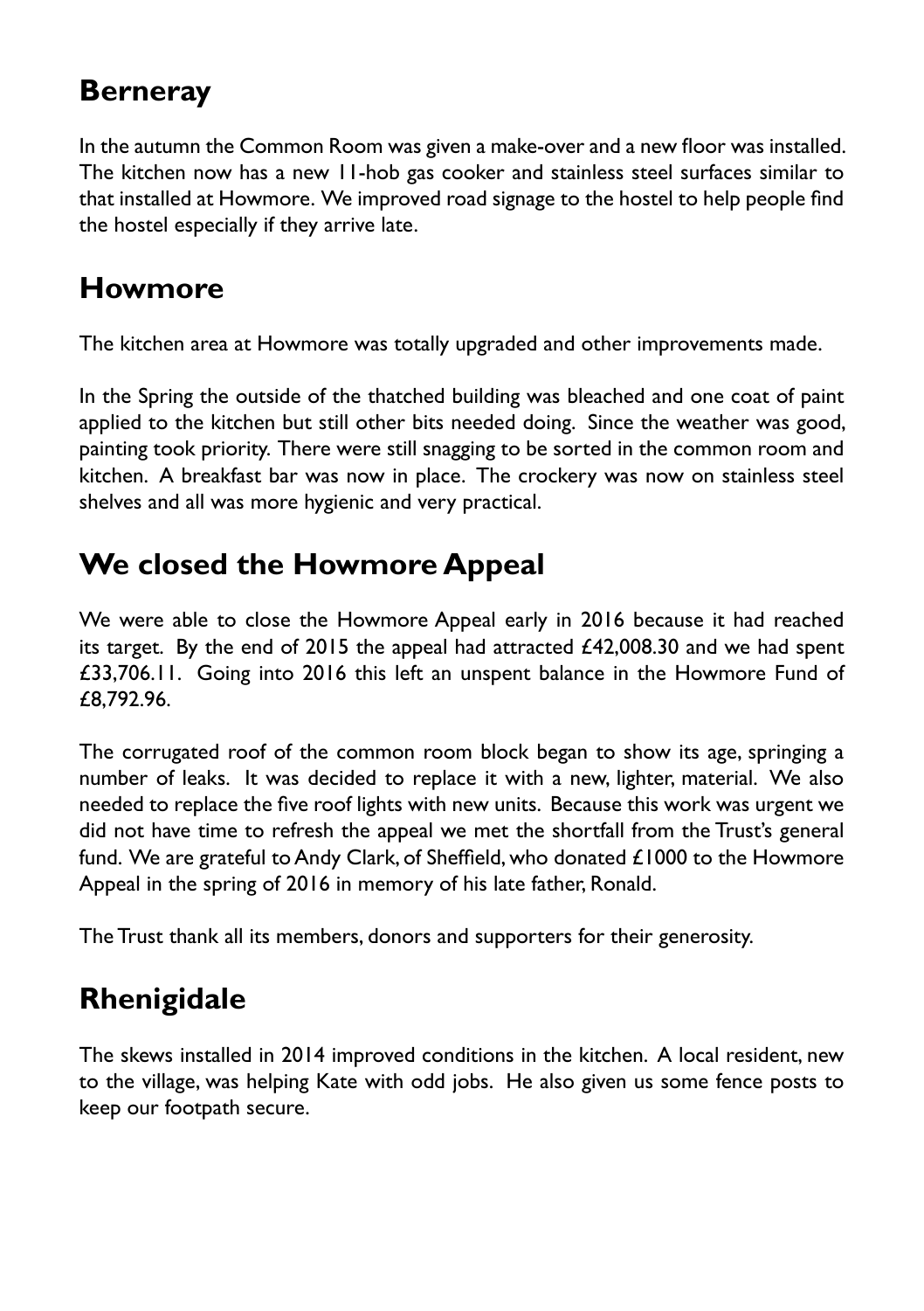## Berneray

In the autumn the Common Room was given a make-over and a new floor was installed. The kitchen now has a new 11-hob gas cooker and stainless steel surfaces similar to that installed at Howmore. We improved road signage to the hostel to help people find the hostel especially if they arrive late.

## Howmore

The kitchen area at Howmore was totally upgraded and other improvements made.

In the Spring the outside of the thatched building was bleached and one coat of paint applied to the kitchen but still other bits needed doing. Since the weather was good, painting took priority. There were still snagging to be sorted in the common room and kitchen. A breakfast bar was now in place. The crockery was now on stainless steel shelves and all was more hygienic and very practical.

## We closed the Howmore Appeal

We were able to close the Howmore Appeal early in 2016 because it had reached its target. By the end of 2015 the appeal had attracted £42,008.30 and we had spent £33,706.11. Going into 2016 this left an unspent balance in the Howmore Fund of £8,792.96.

The corrugated roof of the common room block began to show its age, springing a number of leaks. It was decided to replace it with a new, lighter, material. We also needed to replace the five roof lights with new units. Because this work was urgent we did not have time to refresh the appeal we met the shortfall from the Trust's general fund. We are grateful to Andy Clark, of Sheffield, who donated £1000 to the Howmore Appeal in the spring of 2016 in memory of his late father, Ronald.

The Trust thank all its members, donors and supporters for their generosity.

## Rhenigidale

The skews installed in 2014 improved conditions in the kitchen. A local resident, new to the village, was helping Kate with odd jobs. He also given us some fence posts to keep our footpath secure.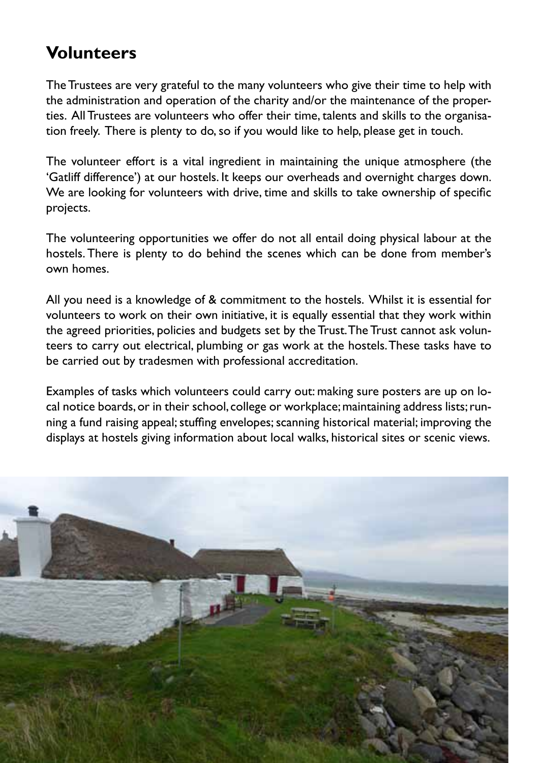## Volunteers

The Trustees are very grateful to the many volunteers who give their time to help with the administration and operation of the charity and/or the maintenance of the properties. All Trustees are volunteers who offer their time, talents and skills to the organisation freely. There is plenty to do, so if you would like to help, please get in touch.

The volunteer effort is a vital ingredient in maintaining the unique atmosphere (the 'Gatliff difference') at our hostels. It keeps our overheads and overnight charges down. We are looking for volunteers with drive, time and skills to take ownership of specific projects.

The volunteering opportunities we offer do not all entail doing physical labour at the hostels. There is plenty to do behind the scenes which can be done from member's own homes.

All you need is a knowledge of & commitment to the hostels. Whilst it is essential for volunteers to work on their own initiative, it is equally essential that they work within the agreed priorities, policies and budgets set by the Trust. The Trust cannot ask volunteers to carry out electrical, plumbing or gas work at the hostels. These tasks have to be carried out by tradesmen with professional accreditation.

Examples of tasks which volunteers could carry out: making sure posters are up on local notice boards, or in their school, college or workplace; maintaining address lists; running a fund raising appeal; stuffing envelopes; scanning historical material; improving the displays at hostels giving information about local walks, historical sites or scenic views.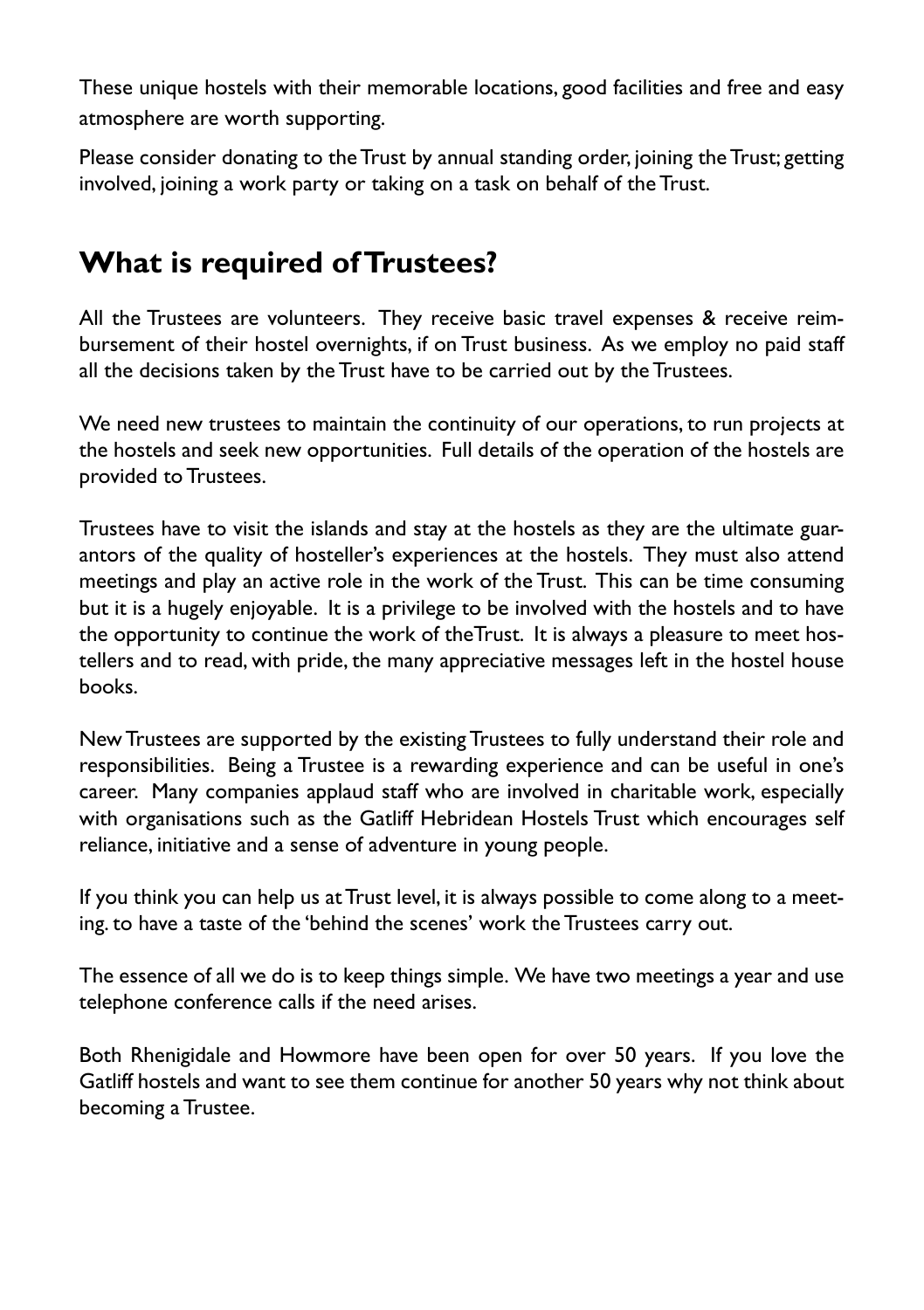These unique hostels with their memorable locations, good facilities and free and easy atmosphere are worth supporting.

Please consider donating to the Trust by annual standing order, joining the Trust; getting involved, joining a work party or taking on a task on behalf of the Trust.

## What is required of Trustees?

All the Trustees are volunteers. They receive basic travel expenses & receive reimbursement of their hostel overnights, if on Trust business. As we employ no paid staff all the decisions taken by the Trust have to be carried out by the Trustees.

We need new trustees to maintain the continuity of our operations, to run projects at the hostels and seek new opportunities. Full details of the operation of the hostels are provided to Trustees.

Trustees have to visit the islands and stay at the hostels as they are the ultimate guarantors of the quality of hosteller's experiences at the hostels. They must also attend meetings and play an active role in the work of the Trust. This can be time consuming but it is a hugely enjoyable. It is a privilege to be involved with the hostels and to have the opportunity to continue the work of theTrust. It is always a pleasure to meet hostellers and to read, with pride, the many appreciative messages left in the hostel house books.

New Trustees are supported by the existing Trustees to fully understand their role and responsibilities. Being a Trustee is a rewarding experience and can be useful in one's career. Many companies applaud staff who are involved in charitable work, especially with organisations such as the Gatliff Hebridean Hostels Trust which encourages self reliance, initiative and a sense of adventure in young people.

If you think you can help us at Trust level, it is always possible to come along to a meeting. to have a taste of the 'behind the scenes' work the Trustees carry out.

The essence of all we do is to keep things simple. We have two meetings a year and use telephone conference calls if the need arises.

Both Rhenigidale and Howmore have been open for over 50 years. If you love the Gatliff hostels and want to see them continue for another 50 years why not think about becoming a Trustee.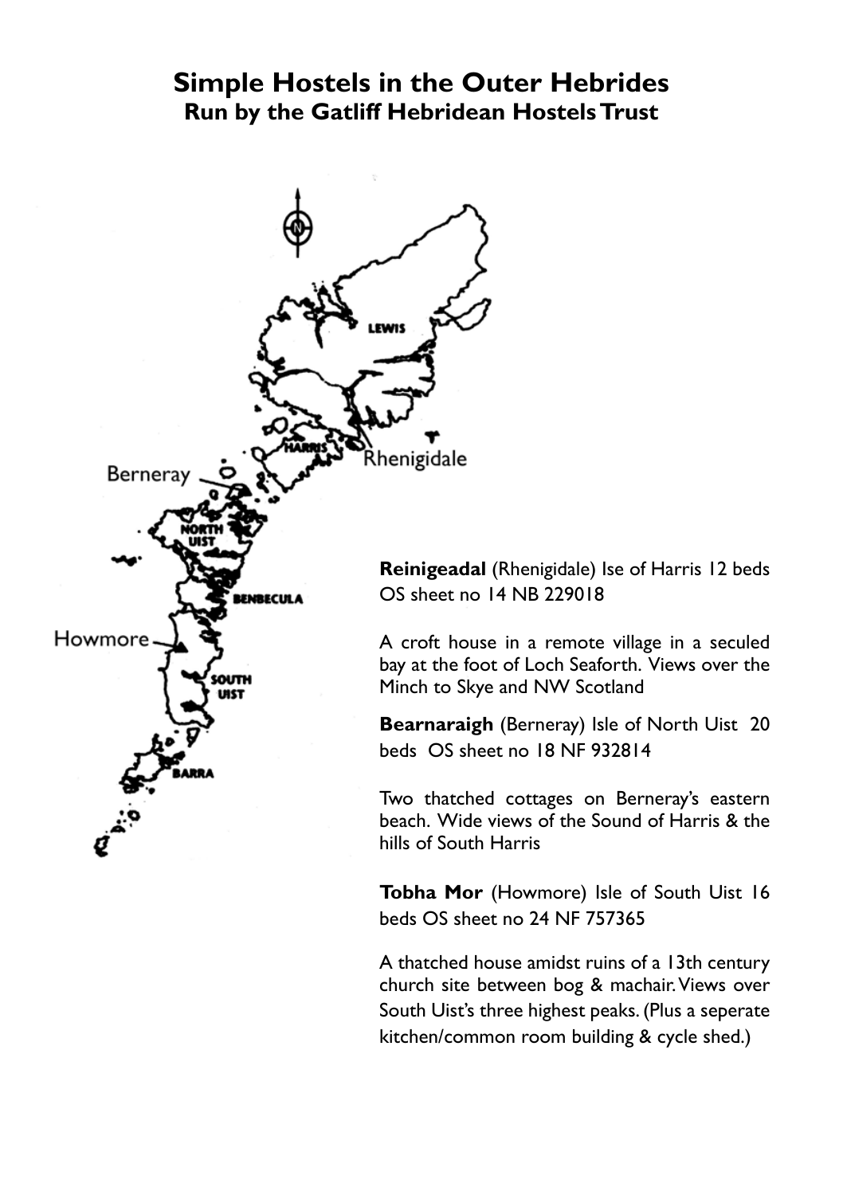# Simple Hostels in the Outer Hebrides
## Run by the Gatliff Hebridean Hostels Trust

**Reinigeadal** (Rhenigidale) Ise of Harris 12 beds OS sheet no 14 NB 229018

A croft house in a remote village in a seculed bay at the foot of Loch Seaforth. Views over the Minch to Skye and NW Scotland

**Bearnaraigh** (Berneray) Isle of North Uist 20 beds OS sheet no 18 NF 932814

Two thatched cottages on Berneray's eastern beach. Wide views of the Sound of Harris & the hills of South Harris

**Tobha Mor** (Howmore) Isle of South Uist 16 beds OS sheet no 24 NF 757365

A thatched house amidst ruins of a 13th century church site between bog & machair. Views over South Uist's three highest peaks. (Plus a seperate kitchen/common room building & cycle shed.)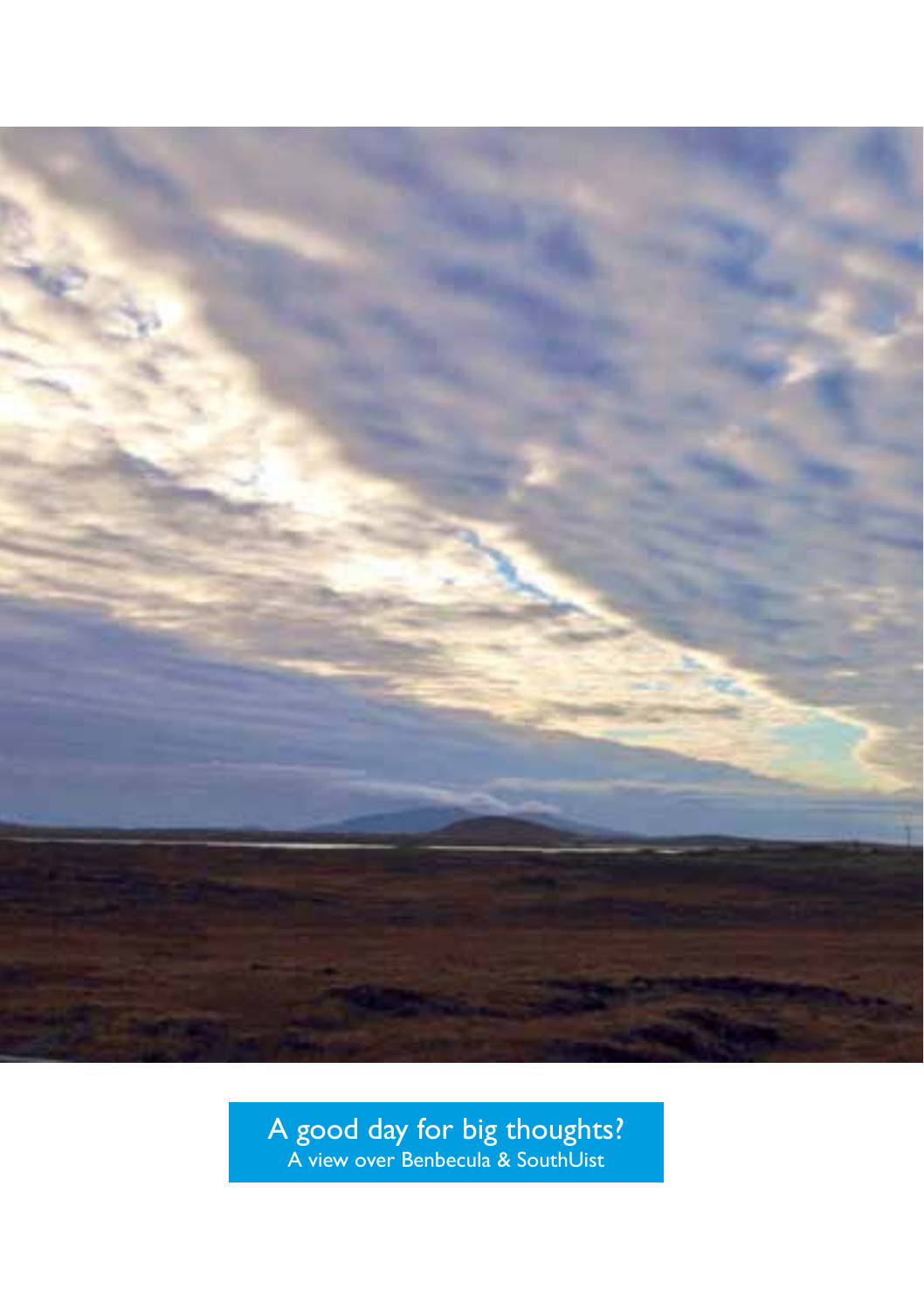A good day for big thoughts?
A view over Benbecula & SouthUist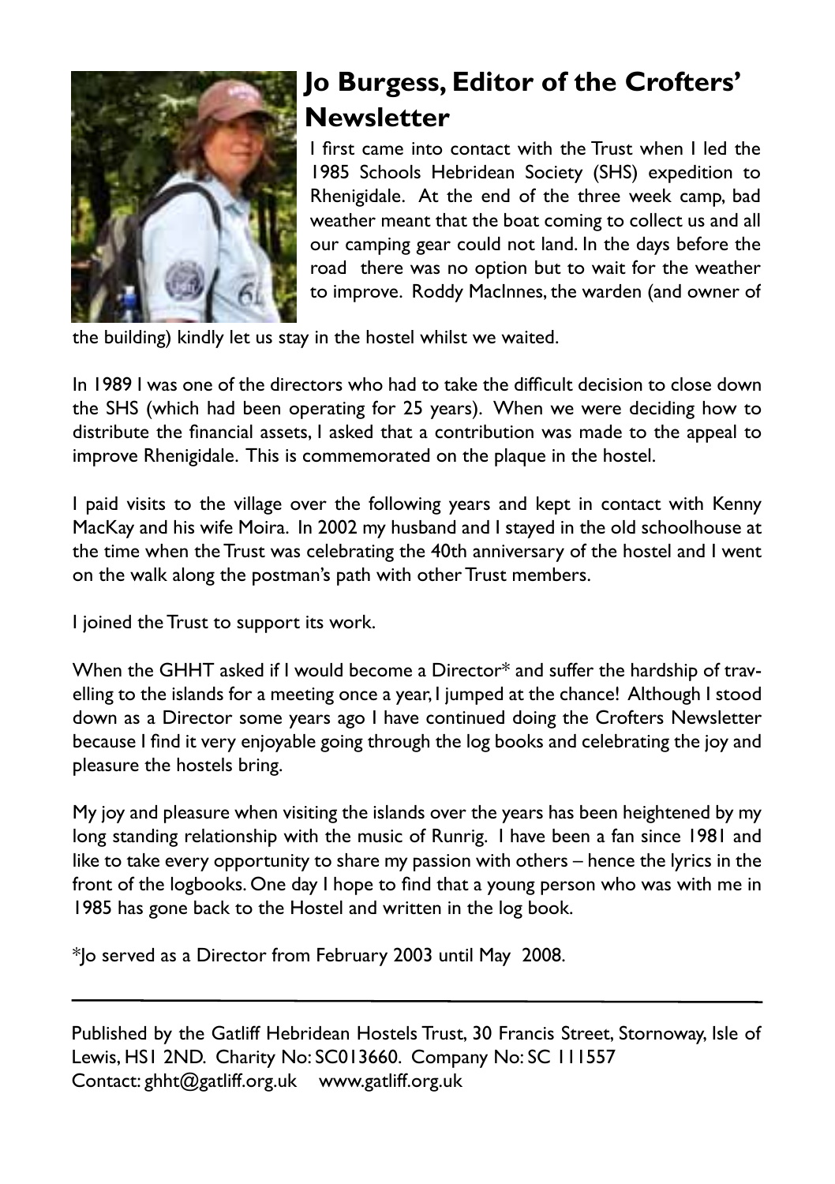# Jo Burgess, Editor of the Crofters' Newsletter

I first came into contact with the Trust when I led the 1985 Schools Hebridean Society (SHS) expedition to Rhenigidale. At the end of the three week camp, bad weather meant that the boat coming to collect us and all our camping gear could not land. In the days before the road there was no option but to wait for the weather to improve. Roddy MacInnes, the warden (and owner of the building) kindly let us stay in the hostel whilst we waited.

In 1989 I was one of the directors who had to take the difficult decision to close down the SHS (which had been operating for 25 years). When we were deciding how to distribute the financial assets, I asked that a contribution was made to the appeal to improve Rhenigidale. This is commemorated on the plaque in the hostel.

I paid visits to the village over the following years and kept in contact with Kenny MacKay and his wife Moira. In 2002 my husband and I stayed in the old schoolhouse at the time when the Trust was celebrating the 40th anniversary of the hostel and I went on the walk along the postman's path with other Trust members.

I joined the Trust to support its work.

When the GHHT asked if I would become a Director* and suffer the hardship of travelling to the islands for a meeting once a year, I jumped at the chance! Although I stood down as a Director some years ago I have continued doing the Crofters Newsletter because I find it very enjoyable going through the log books and celebrating the joy and pleasure the hostels bring.

My joy and pleasure when visiting the islands over the years has been heightened by my long standing relationship with the music of Runrig. I have been a fan since 1981 and like to take every opportunity to share my passion with others – hence the lyrics in the front of the logbooks. One day I hope to find that a young person who was with me in 1985 has gone back to the Hostel and written in the log book.

*Jo served as a Director from February 2003 until May 2008.

---

Published by the Gatliff Hebridean Hostels Trust, 30 Francis Street, Stornoway, Isle of Lewis, HS1 2ND. Charity No: SC013660. Company No: SC 111557
Contact: ghht@gatliff.org.uk www.gatliff.org.uk